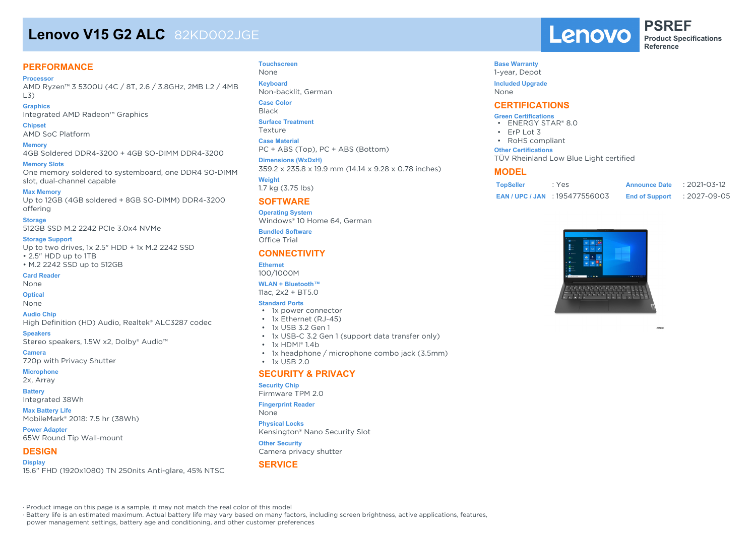# Lenovo V15 G2 ALC 82KD002JGE

**PSREF**
**Product Specifications Reference**

## PERFORMANCE

**Processor**
AMD Ryzen™ 3 5300U (4C / 8T, 2.6 / 3.8GHz, 2MB L2 / 4MB L3)

**Graphics**
Integrated AMD Radeon™ Graphics

**Chipset**
AMD SoC Platform

**Memory**
4GB Soldered DDR4-3200 + 4GB SO-DIMM DDR4-3200

**Memory Slots**
One memory soldered to systemboard, one DDR4 SO-DIMM slot, dual-channel capable

**Max Memory**
Up to 12GB (4GB soldered + 8GB SO-DIMM) DDR4-3200 offering

**Storage**
512GB SSD M.2 2242 PCIe 3.0x4 NVMe

**Storage Support**
Up to two drives, 1x 2.5" HDD + 1x M.2 2242 SSD
• 2.5" HDD up to 1TB
• M.2 2242 SSD up to 512GB

**Card Reader**
None

**Optical**
None

**Audio Chip**
High Definition (HD) Audio, Realtek® ALC3287 codec

**Speakers**
Stereo speakers, 1.5W x2, Dolby® Audio™

**Camera**
720p with Privacy Shutter

**Microphone**
2x, Array

**Battery**
Integrated 38Wh

**Max Battery Life**
MobileMark® 2018: 7.5 hr (38Wh)

**Power Adapter**
65W Round Tip Wall-mount

## DESIGN

**Display**
15.6" FHD (1920x1080) TN 250nits Anti-glare, 45% NTSC

**Touchscreen**
None

**Keyboard**
Non-backlit, German

**Case Color**
Black

**Surface Treatment**
Texture

**Case Material**
PC + ABS (Top), PC + ABS (Bottom)

**Dimensions (WxDxH)**
359.2 x 235.8 x 19.9 mm (14.14 x 9.28 x 0.78 inches)

**Weight**
1.7 kg (3.75 lbs)

## SOFTWARE

**Operating System**
Windows® 10 Home 64, German

**Bundled Software**
Office Trial

## CONNECTIVITY

**Ethernet**
100/1000M

**WLAN + Bluetooth™**
11ac, 2x2 + BT5.0

**Standard Ports**
- 1x power connector
- 1x Ethernet (RJ-45)
- 1x USB 3.2 Gen 1
- 1x USB-C 3.2 Gen 1 (support data transfer only)
- 1x HDMI® 1.4b
- 1x headphone / microphone combo jack (3.5mm)
- 1x USB 2.0

## SECURITY & PRIVACY

**Security Chip**
Firmware TPM 2.0

**Fingerprint Reader**
None

**Physical Locks**
Kensington® Nano Security Slot

**Other Security**
Camera privacy shutter

## SERVICE

**Base Warranty**
1-year, Depot

**Included Upgrade**
None

## CERTIFICATIONS

**Green Certifications**
- ENERGY STAR® 8.0
- ErP Lot 3
- RoHS compliant

**Other Certifications**
TÜV Rheinland Low Blue Light certified

## MODEL

| | | | |
|---|---|---|---|
| **TopSeller** | : Yes | **Announce Date** | : 2021-03-12 |
| **EAN / UPC / JAN** | : 195477556003 | **End of Support** | : 2027-09-05 |

· Product image on this page is a sample, it may not match the real color of this model
· Battery life is an estimated maximum. Actual battery life may vary based on many factors, including screen brightness, active applications, features, power management settings, battery age and conditioning, and other customer preferences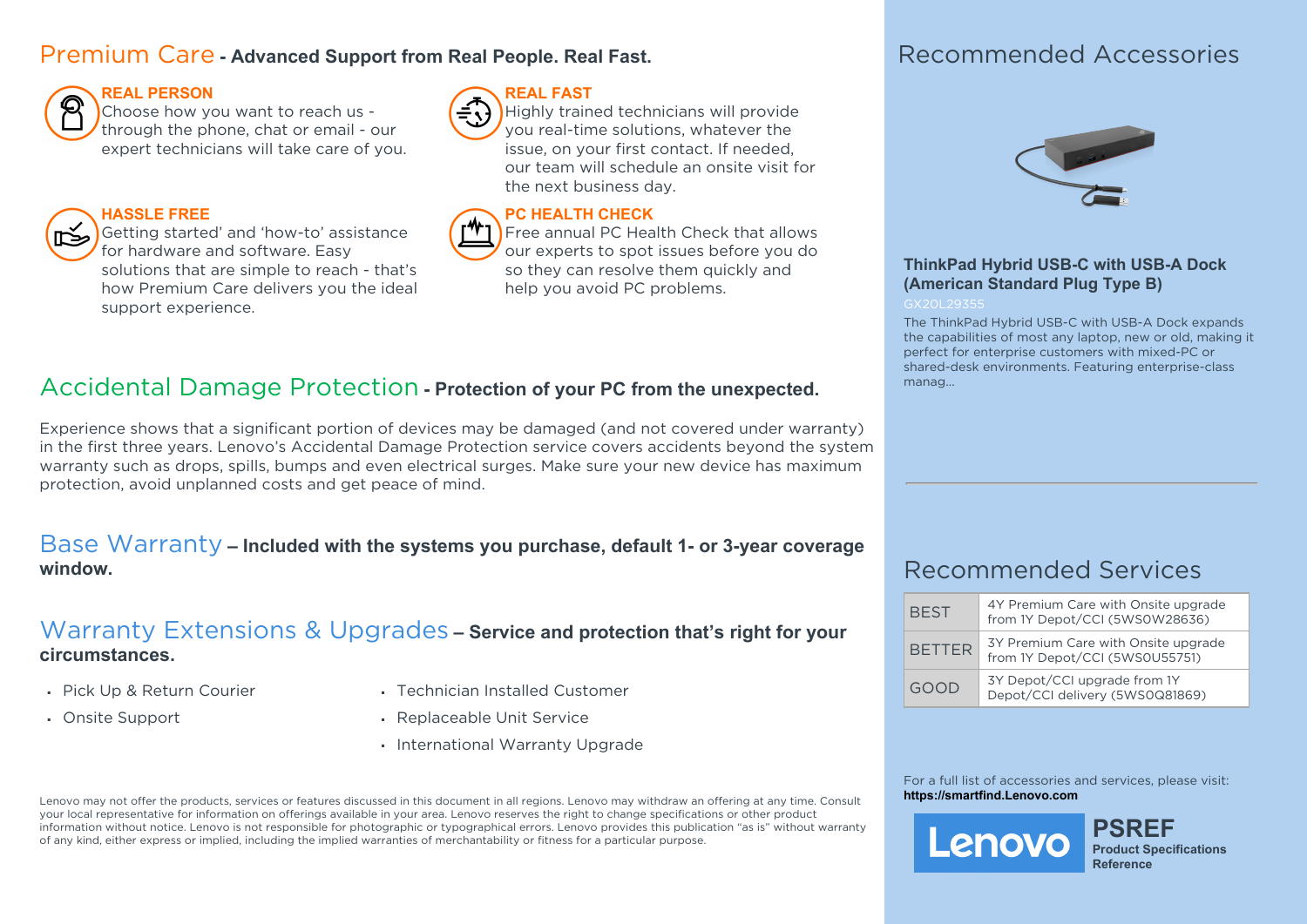## Premium Care - Advanced Support from Real People. Real Fast.

**REAL PERSON**
Choose how you want to reach us - through the phone, chat or email - our expert technicians will take care of you.

**REAL FAST**
Highly trained technicians will provide you real-time solutions, whatever the issue, on your first contact. If needed, our team will schedule an onsite visit for the next business day.

**HASSLE FREE**
Getting started' and 'how-to' assistance for hardware and software. Easy solutions that are simple to reach - that's how Premium Care delivers you the ideal support experience.

**PC HEALTH CHECK**
Free annual PC Health Check that allows our experts to spot issues before you do so they can resolve them quickly and help you avoid PC problems.

## Accidental Damage Protection - Protection of your PC from the unexpected.

Experience shows that a significant portion of devices may be damaged (and not covered under warranty) in the first three years. Lenovo's Accidental Damage Protection service covers accidents beyond the system warranty such as drops, spills, bumps and even electrical surges. Make sure your new device has maximum protection, avoid unplanned costs and get peace of mind.

## Base Warranty – Included with the systems you purchase, default 1- or 3-year coverage window.

## Warranty Extensions & Upgrades – Service and protection that's right for your circumstances.

- Pick Up & Return Courier
- Onsite Support
- Technician Installed Customer
- Replaceable Unit Service
- International Warranty Upgrade

Lenovo may not offer the products, services or features discussed in this document in all regions. Lenovo may withdraw an offering at any time. Consult your local representative for information on offerings available in your area. Lenovo reserves the right to change specifications or other product information without notice. Lenovo is not responsible for photographic or typographical errors. Lenovo provides this publication "as is" without warranty of any kind, either express or implied, including the implied warranties of merchantability or fitness for a particular purpose.

## Recommended Accessories

**ThinkPad Hybrid USB-C with USB-A Dock (American Standard Plug Type B)**

GX20L29355

The ThinkPad Hybrid USB-C with USB-A Dock expands the capabilities of most any laptop, new or old, making it perfect for enterprise customers with mixed-PC or shared-desk environments. Featuring enterprise-class manag...

## Recommended Services

| | |
|---|---|
| BEST | 4Y Premium Care with Onsite upgrade from 1Y Depot/CCI (5WS0W28636) |
| BETTER | 3Y Premium Care with Onsite upgrade from 1Y Depot/CCI (5WS0U55751) |
| GOOD | 3Y Depot/CCI upgrade from 1Y Depot/CCI delivery (5WS0Q81869) |

For a full list of accessories and services, please visit:
**https://smartfind.Lenovo.com**

Lenovo **PSREF** Product Specifications Reference